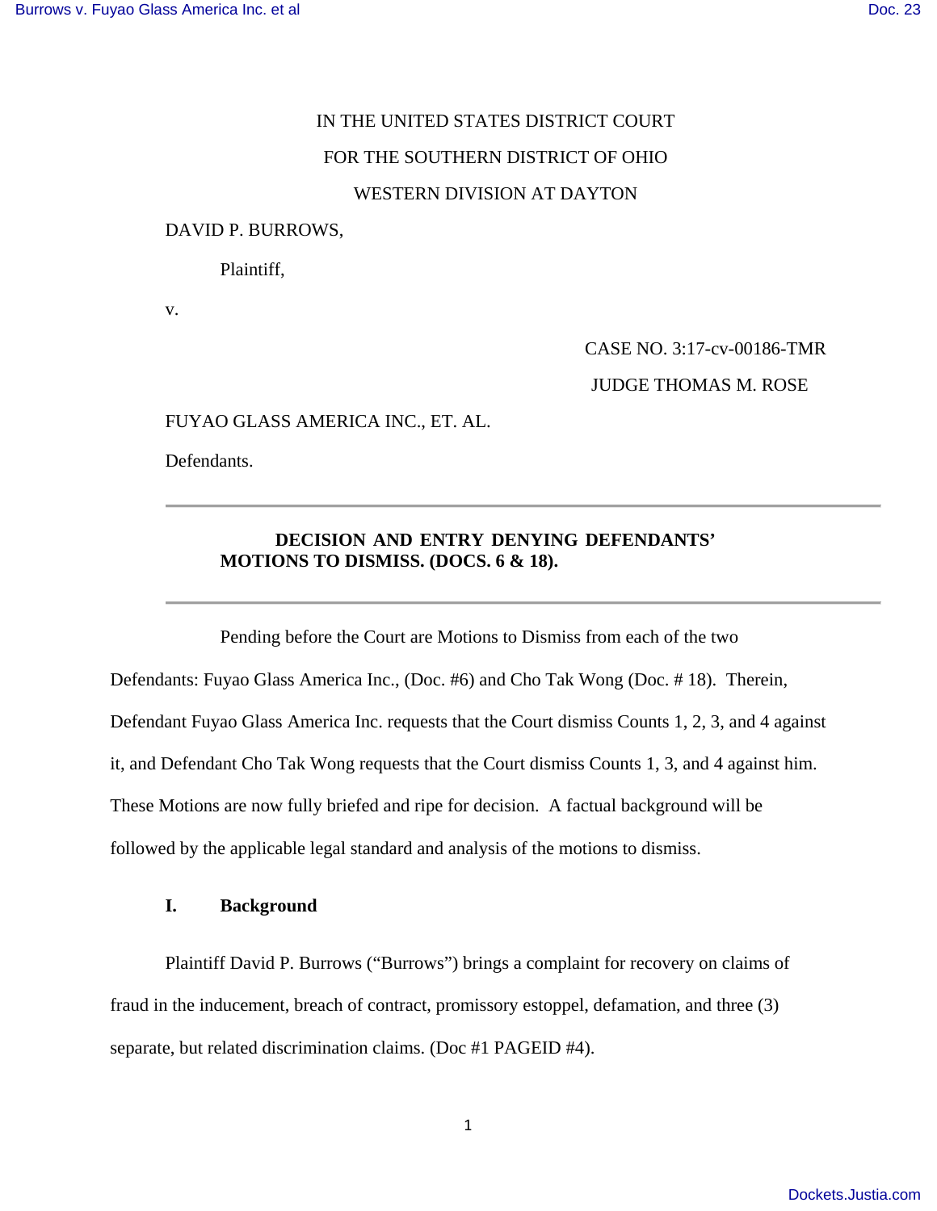IN THE UNITED STATES DISTRICT COURT

FOR THE SOUTHERN DISTRICT OF OHIO

WESTERN DIVISION AT DAYTON

DAVID P. BURROWS,

Plaintiff,

v.

CASE NO. 3:17-cv-00186-TMR

JUDGE THOMAS M. ROSE

FUYAO GLASS AMERICA INC., ET. AL.

Defendants.

---

**DECISION AND ENTRY DENYING DEFENDANTS' MOTIONS TO DISMISS. (DOCS. 6 & 18).**

---

Pending before the Court are Motions to Dismiss from each of the two Defendants: Fuyao Glass America Inc., (Doc. #6) and Cho Tak Wong (Doc. # 18). Therein, Defendant Fuyao Glass America Inc. requests that the Court dismiss Counts 1, 2, 3, and 4 against it, and Defendant Cho Tak Wong requests that the Court dismiss Counts 1, 3, and 4 against him. These Motions are now fully briefed and ripe for decision. A factual background will be followed by the applicable legal standard and analysis of the motions to dismiss.

## I. Background

Plaintiff David P. Burrows ("Burrows") brings a complaint for recovery on claims of fraud in the inducement, breach of contract, promissory estoppel, defamation, and three (3) separate, but related discrimination claims. (Doc #1 PAGEID #4).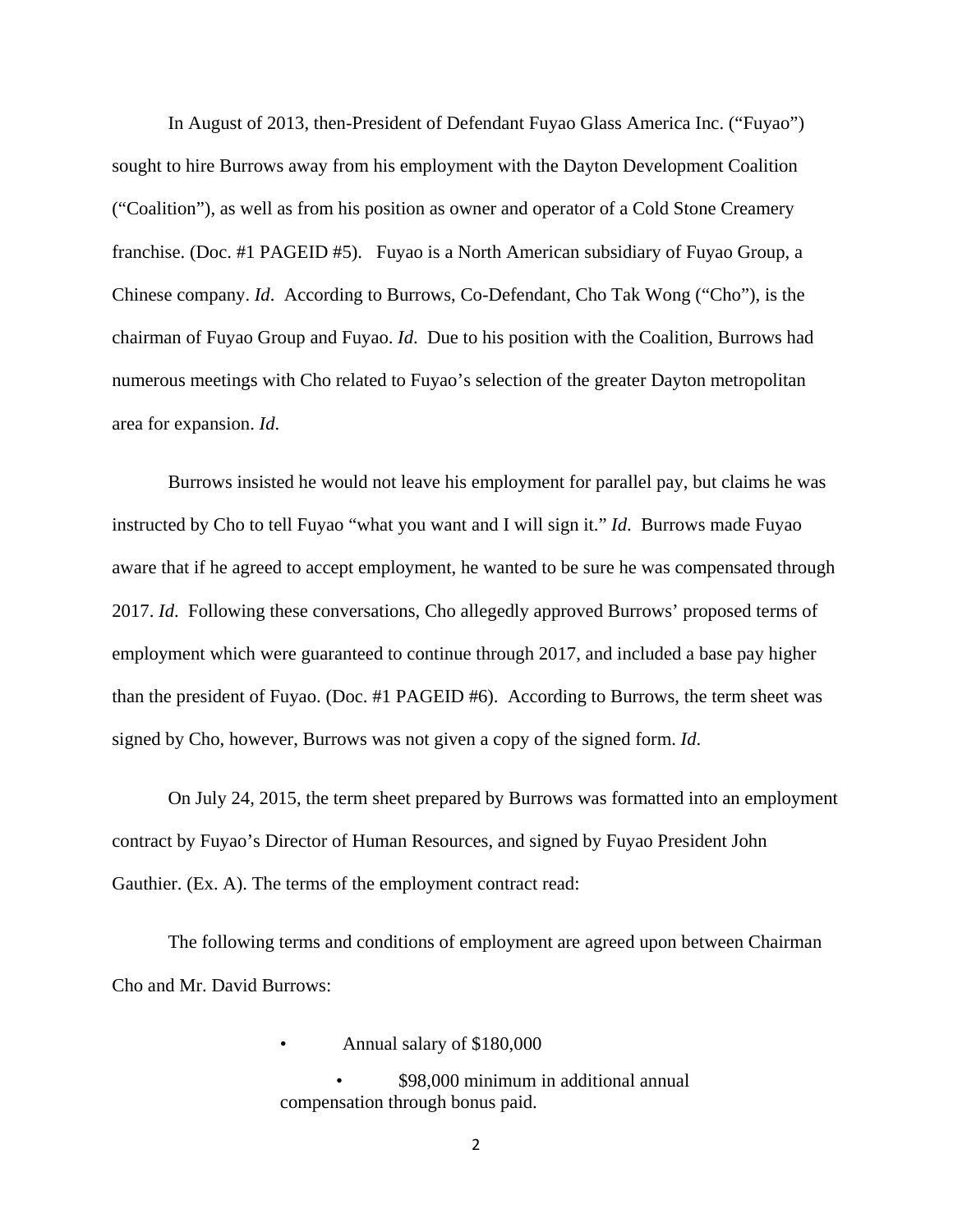In August of 2013, then-President of Defendant Fuyao Glass America Inc. ("Fuyao") sought to hire Burrows away from his employment with the Dayton Development Coalition ("Coalition"), as well as from his position as owner and operator of a Cold Stone Creamery franchise. (Doc. #1 PAGEID #5). Fuyao is a North American subsidiary of Fuyao Group, a Chinese company. *Id*. According to Burrows, Co-Defendant, Cho Tak Wong ("Cho"), is the chairman of Fuyao Group and Fuyao. *Id*. Due to his position with the Coalition, Burrows had numerous meetings with Cho related to Fuyao's selection of the greater Dayton metropolitan area for expansion. *Id*.

Burrows insisted he would not leave his employment for parallel pay, but claims he was instructed by Cho to tell Fuyao "what you want and I will sign it." *Id*. Burrows made Fuyao aware that if he agreed to accept employment, he wanted to be sure he was compensated through 2017. *Id*. Following these conversations, Cho allegedly approved Burrows' proposed terms of employment which were guaranteed to continue through 2017, and included a base pay higher than the president of Fuyao. (Doc. #1 PAGEID #6). According to Burrows, the term sheet was signed by Cho, however, Burrows was not given a copy of the signed form. *Id*.

On July 24, 2015, the term sheet prepared by Burrows was formatted into an employment contract by Fuyao's Director of Human Resources, and signed by Fuyao President John Gauthier. (Ex. A). The terms of the employment contract read:

The following terms and conditions of employment are agreed upon between Chairman Cho and Mr. David Burrows:

- Annual salary of $180,000
- $98,000 minimum in additional annual compensation through bonus paid.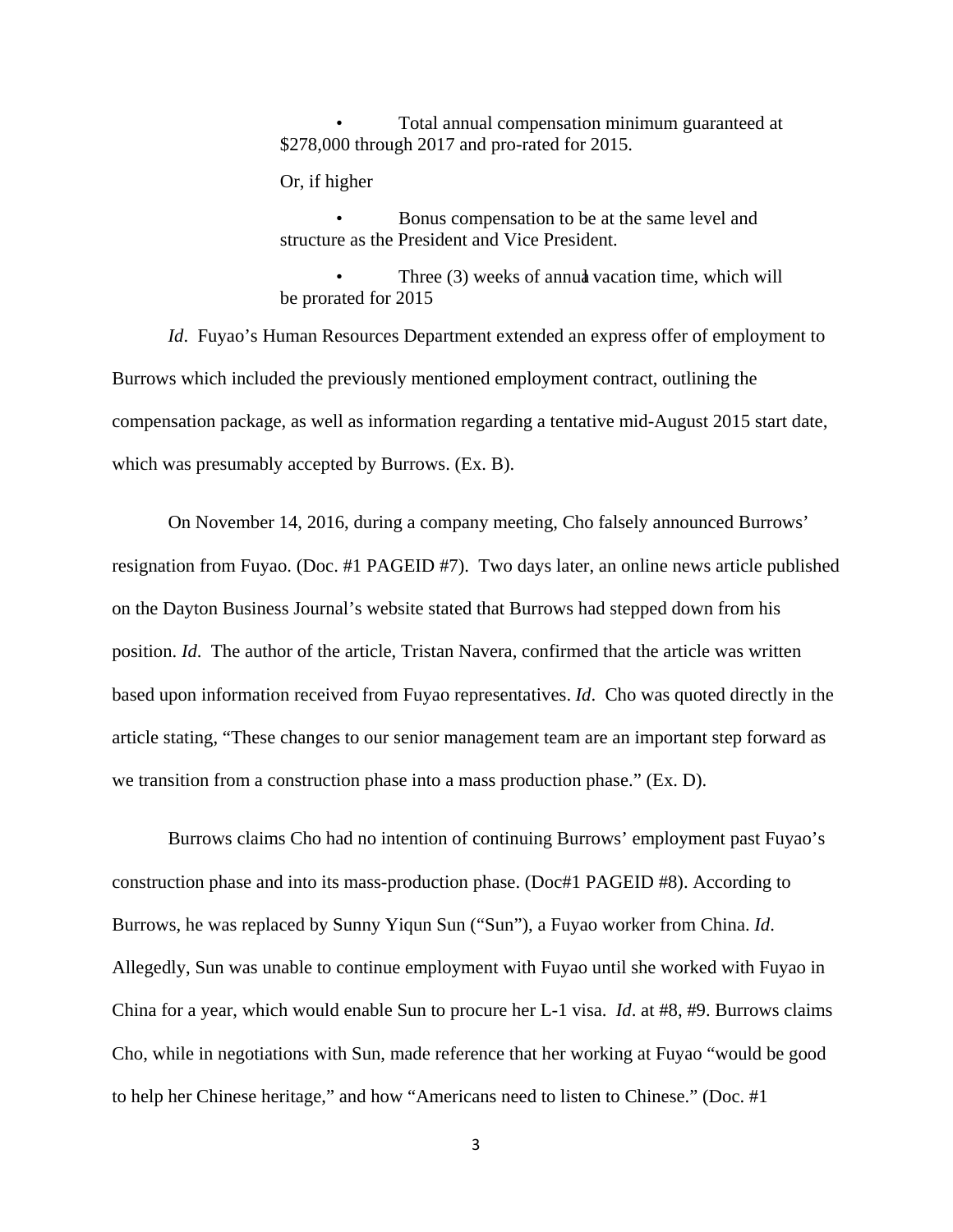- Total annual compensation minimum guaranteed at $278,000 through 2017 and pro-rated for 2015.

Or, if higher

- Bonus compensation to be at the same level and structure as the President and Vice President.

- Three (3) weeks of annual vacation time, which will be prorated for 2015

*Id*. Fuyao's Human Resources Department extended an express offer of employment to Burrows which included the previously mentioned employment contract, outlining the compensation package, as well as information regarding a tentative mid-August 2015 start date, which was presumably accepted by Burrows. (Ex. B).

On November 14, 2016, during a company meeting, Cho falsely announced Burrows' resignation from Fuyao. (Doc. #1 PAGEID #7). Two days later, an online news article published on the Dayton Business Journal's website stated that Burrows had stepped down from his position. *Id*. The author of the article, Tristan Navera, confirmed that the article was written based upon information received from Fuyao representatives. *Id*. Cho was quoted directly in the article stating, "These changes to our senior management team are an important step forward as we transition from a construction phase into a mass production phase." (Ex. D).

Burrows claims Cho had no intention of continuing Burrows' employment past Fuyao's construction phase and into its mass-production phase. (Doc#1 PAGEID #8). According to Burrows, he was replaced by Sunny Yiqun Sun ("Sun"), a Fuyao worker from China. *Id*. Allegedly, Sun was unable to continue employment with Fuyao until she worked with Fuyao in China for a year, which would enable Sun to procure her L-1 visa. *Id*. at #8, #9. Burrows claims Cho, while in negotiations with Sun, made reference that her working at Fuyao "would be good to help her Chinese heritage," and how "Americans need to listen to Chinese." (Doc. #1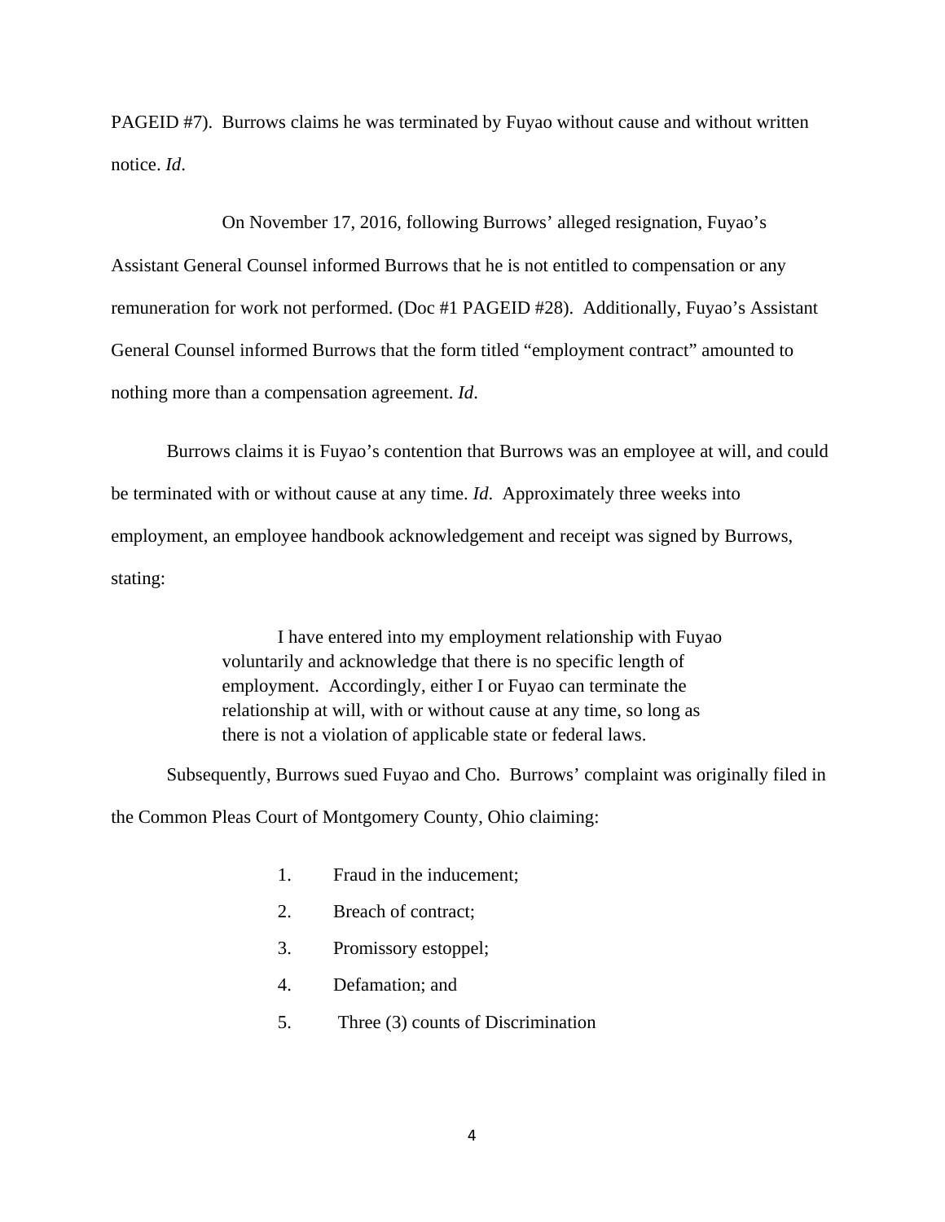PAGEID #7). Burrows claims he was terminated by Fuyao without cause and without written notice. *Id*.

On November 17, 2016, following Burrows' alleged resignation, Fuyao's Assistant General Counsel informed Burrows that he is not entitled to compensation or any remuneration for work not performed. (Doc #1 PAGEID #28). Additionally, Fuyao's Assistant General Counsel informed Burrows that the form titled "employment contract" amounted to nothing more than a compensation agreement. *Id*.

Burrows claims it is Fuyao's contention that Burrows was an employee at will, and could be terminated with or without cause at any time. *Id.* Approximately three weeks into employment, an employee handbook acknowledgement and receipt was signed by Burrows, stating:

> I have entered into my employment relationship with Fuyao voluntarily and acknowledge that there is no specific length of employment. Accordingly, either I or Fuyao can terminate the relationship at will, with or without cause at any time, so long as there is not a violation of applicable state or federal laws.

Subsequently, Burrows sued Fuyao and Cho. Burrows' complaint was originally filed in the Common Pleas Court of Montgomery County, Ohio claiming:

1. Fraud in the inducement;
2. Breach of contract;
3. Promissory estoppel;
4. Defamation; and
5. Three (3) counts of Discrimination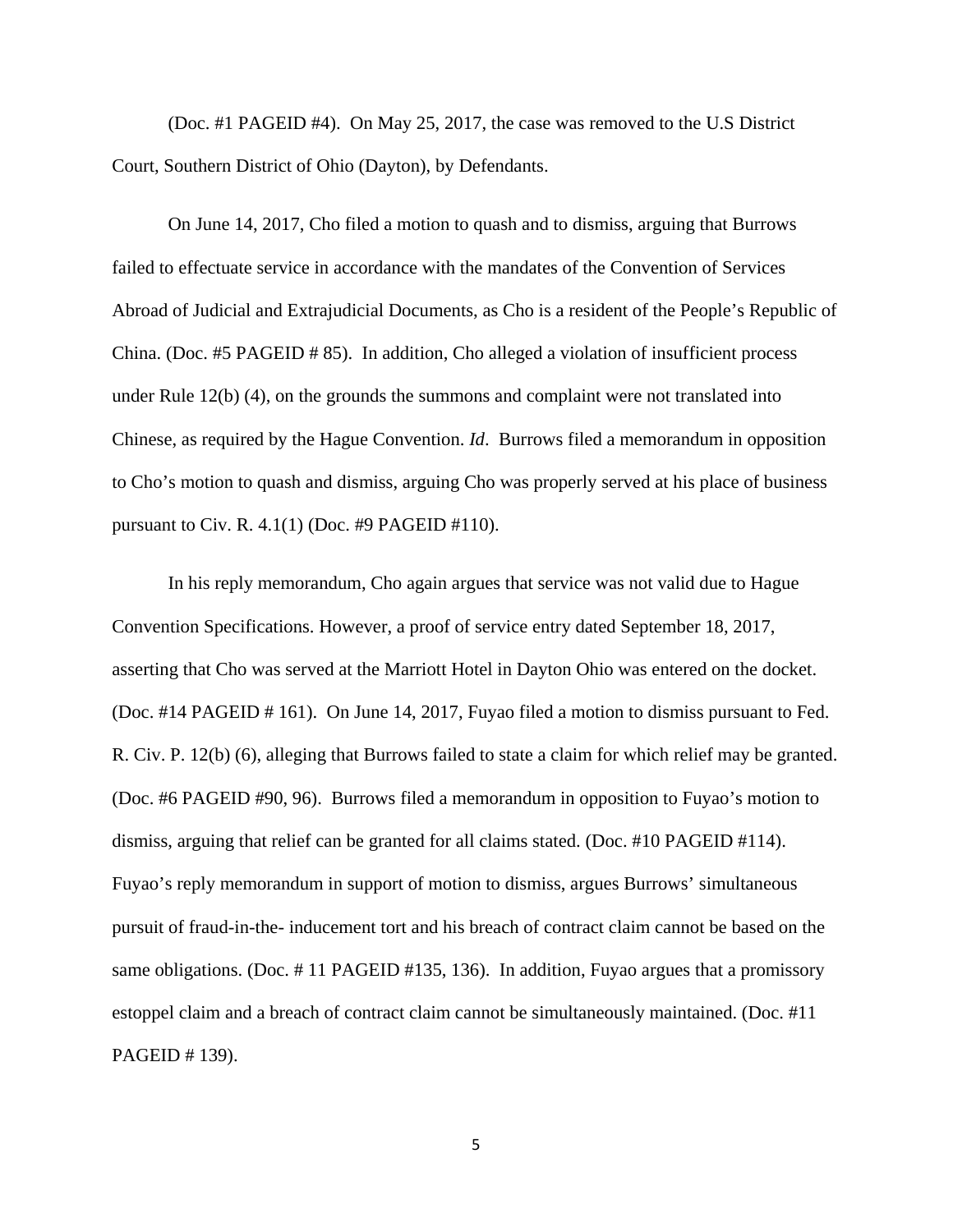(Doc. #1 PAGEID #4). On May 25, 2017, the case was removed to the U.S District Court, Southern District of Ohio (Dayton), by Defendants.

On June 14, 2017, Cho filed a motion to quash and to dismiss, arguing that Burrows failed to effectuate service in accordance with the mandates of the Convention of Services Abroad of Judicial and Extrajudicial Documents, as Cho is a resident of the People's Republic of China. (Doc. #5 PAGEID # 85). In addition, Cho alleged a violation of insufficient process under Rule 12(b) (4), on the grounds the summons and complaint were not translated into Chinese, as required by the Hague Convention. *Id*. Burrows filed a memorandum in opposition to Cho's motion to quash and dismiss, arguing Cho was properly served at his place of business pursuant to Civ. R. 4.1(1) (Doc. #9 PAGEID #110).

In his reply memorandum, Cho again argues that service was not valid due to Hague Convention Specifications. However, a proof of service entry dated September 18, 2017, asserting that Cho was served at the Marriott Hotel in Dayton Ohio was entered on the docket. (Doc. #14 PAGEID # 161). On June 14, 2017, Fuyao filed a motion to dismiss pursuant to Fed. R. Civ. P. 12(b) (6), alleging that Burrows failed to state a claim for which relief may be granted. (Doc. #6 PAGEID #90, 96). Burrows filed a memorandum in opposition to Fuyao's motion to dismiss, arguing that relief can be granted for all claims stated. (Doc. #10 PAGEID #114). Fuyao's reply memorandum in support of motion to dismiss, argues Burrows' simultaneous pursuit of fraud-in-the- inducement tort and his breach of contract claim cannot be based on the same obligations. (Doc. # 11 PAGEID #135, 136). In addition, Fuyao argues that a promissory estoppel claim and a breach of contract claim cannot be simultaneously maintained. (Doc. #11 PAGEID # 139).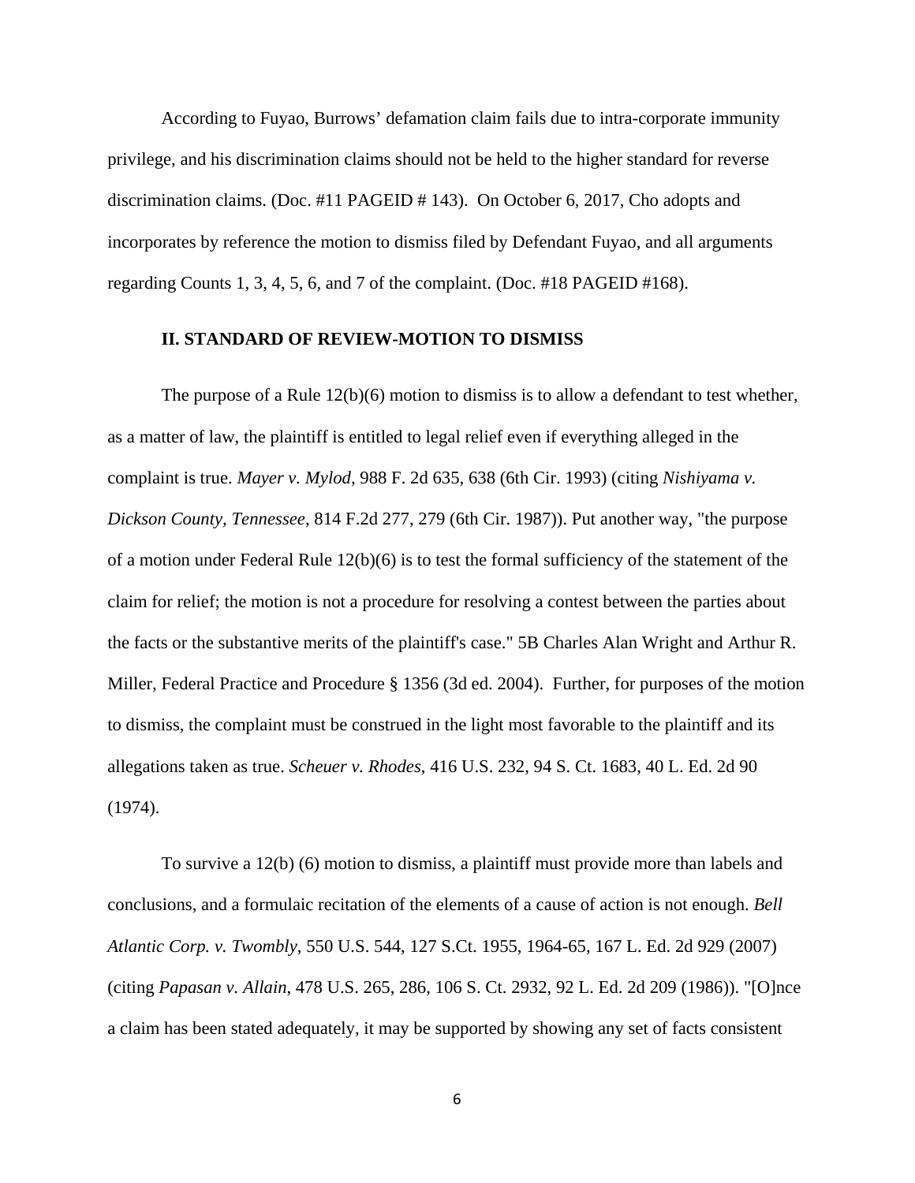According to Fuyao, Burrows' defamation claim fails due to intra-corporate immunity privilege, and his discrimination claims should not be held to the higher standard for reverse discrimination claims. (Doc. #11 PAGEID # 143). On October 6, 2017, Cho adopts and incorporates by reference the motion to dismiss filed by Defendant Fuyao, and all arguments regarding Counts 1, 3, 4, 5, 6, and 7 of the complaint. (Doc. #18 PAGEID #168).

## II. STANDARD OF REVIEW-MOTION TO DISMISS

The purpose of a Rule 12(b)(6) motion to dismiss is to allow a defendant to test whether, as a matter of law, the plaintiff is entitled to legal relief even if everything alleged in the complaint is true. *Mayer v. Mylod*, 988 F. 2d 635, 638 (6th Cir. 1993) (citing *Nishiyama v. Dickson County, Tennessee*, 814 F.2d 277, 279 (6th Cir. 1987)). Put another way, "the purpose of a motion under Federal Rule 12(b)(6) is to test the formal sufficiency of the statement of the claim for relief; the motion is not a procedure for resolving a contest between the parties about the facts or the substantive merits of the plaintiff's case." 5B Charles Alan Wright and Arthur R. Miller, Federal Practice and Procedure § 1356 (3d ed. 2004). Further, for purposes of the motion to dismiss, the complaint must be construed in the light most favorable to the plaintiff and its allegations taken as true. *Scheuer v. Rhodes*, 416 U.S. 232, 94 S. Ct. 1683, 40 L. Ed. 2d 90 (1974).

To survive a 12(b) (6) motion to dismiss, a plaintiff must provide more than labels and conclusions, and a formulaic recitation of the elements of a cause of action is not enough. *Bell Atlantic Corp. v. Twombly*, 550 U.S. 544, 127 S.Ct. 1955, 1964-65, 167 L. Ed. 2d 929 (2007) (citing *Papasan v. Allain*, 478 U.S. 265, 286, 106 S. Ct. 2932, 92 L. Ed. 2d 209 (1986)). "[O]nce a claim has been stated adequately, it may be supported by showing any set of facts consistent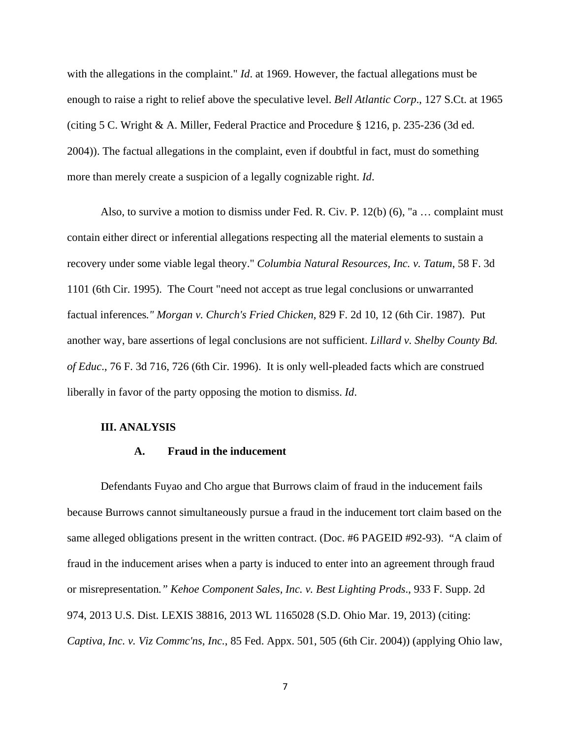with the allegations in the complaint." *Id*. at 1969. However, the factual allegations must be enough to raise a right to relief above the speculative level. *Bell Atlantic Corp*., 127 S.Ct. at 1965 (citing 5 C. Wright & A. Miller, Federal Practice and Procedure § 1216, p. 235-236 (3d ed. 2004)). The factual allegations in the complaint, even if doubtful in fact, must do something more than merely create a suspicion of a legally cognizable right. *Id*.

Also, to survive a motion to dismiss under Fed. R. Civ. P. 12(b) (6), "a … complaint must contain either direct or inferential allegations respecting all the material elements to sustain a recovery under some viable legal theory." *Columbia Natural Resources, Inc. v. Tatum*, 58 F. 3d 1101 (6th Cir. 1995). The Court "need not accept as true legal conclusions or unwarranted factual inferences." *Morgan v. Church's Fried Chicken*, 829 F. 2d 10, 12 (6th Cir. 1987). Put another way, bare assertions of legal conclusions are not sufficient. *Lillard v. Shelby County Bd. of Educ*., 76 F. 3d 716, 726 (6th Cir. 1996). It is only well-pleaded facts which are construed liberally in favor of the party opposing the motion to dismiss. *Id*.

## III. ANALYSIS

### A. Fraud in the inducement

Defendants Fuyao and Cho argue that Burrows claim of fraud in the inducement fails because Burrows cannot simultaneously pursue a fraud in the inducement tort claim based on the same alleged obligations present in the written contract. (Doc. #6 PAGEID #92-93). "A claim of fraud in the inducement arises when a party is induced to enter into an agreement through fraud or misrepresentation." *Kehoe Component Sales, Inc. v. Best Lighting Prods*., 933 F. Supp. 2d 974, 2013 U.S. Dist. LEXIS 38816, 2013 WL 1165028 (S.D. Ohio Mar. 19, 2013) (citing: *Captiva, Inc. v. Viz Commc'ns, Inc.*, 85 Fed. Appx. 501, 505 (6th Cir. 2004)) (applying Ohio law,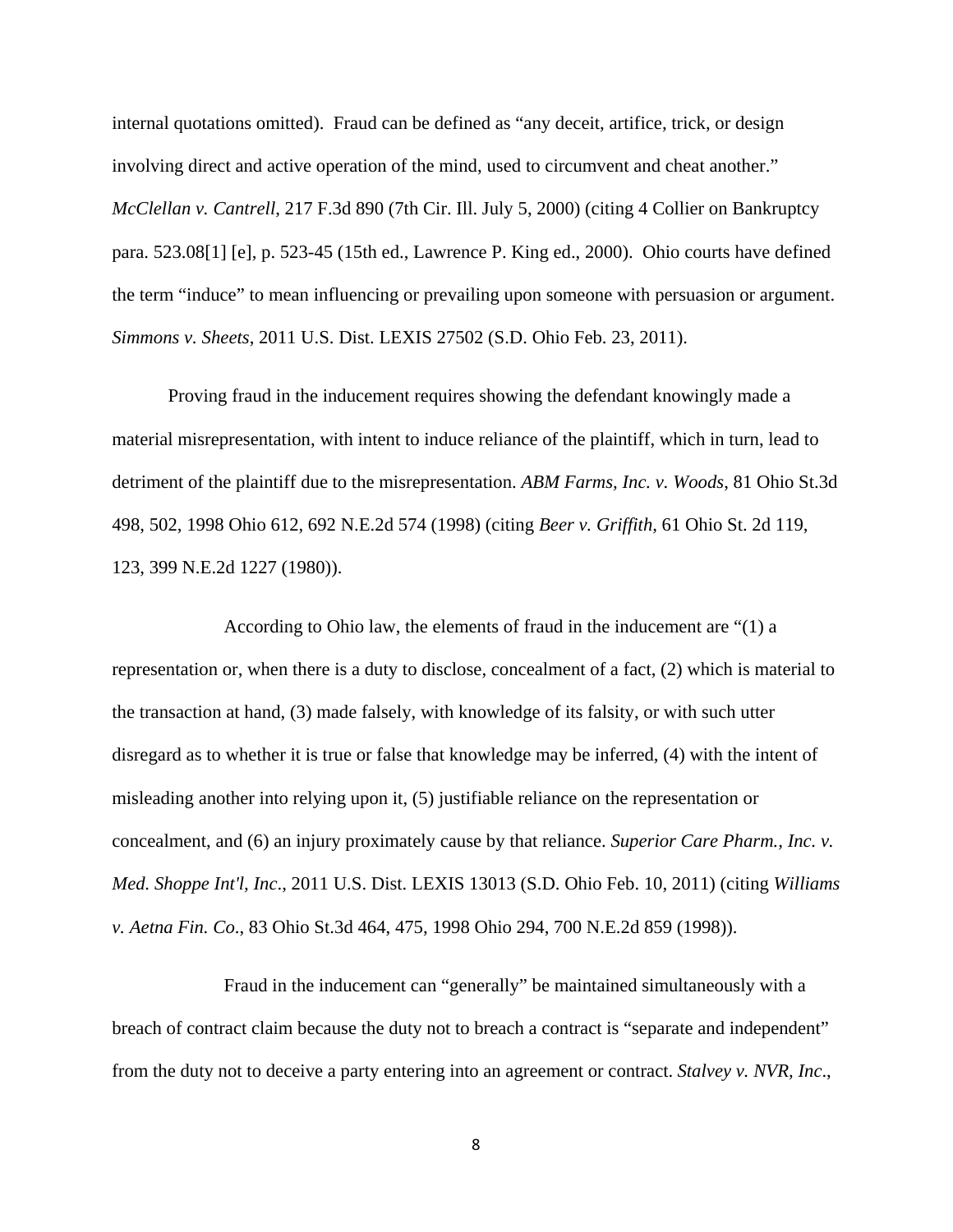internal quotations omitted). Fraud can be defined as "any deceit, artifice, trick, or design involving direct and active operation of the mind, used to circumvent and cheat another." *McClellan v. Cantrell*, 217 F.3d 890 (7th Cir. Ill. July 5, 2000) (citing 4 Collier on Bankruptcy para. 523.08[1] [e], p. 523-45 (15th ed., Lawrence P. King ed., 2000). Ohio courts have defined the term "induce" to mean influencing or prevailing upon someone with persuasion or argument. *Simmons v. Sheets*, 2011 U.S. Dist. LEXIS 27502 (S.D. Ohio Feb. 23, 2011).

Proving fraud in the inducement requires showing the defendant knowingly made a material misrepresentation, with intent to induce reliance of the plaintiff, which in turn, lead to detriment of the plaintiff due to the misrepresentation. *ABM Farms, Inc. v. Woods*, 81 Ohio St.3d 498, 502, 1998 Ohio 612, 692 N.E.2d 574 (1998) (citing *Beer v. Griffith*, 61 Ohio St. 2d 119, 123, 399 N.E.2d 1227 (1980)).

According to Ohio law, the elements of fraud in the inducement are "(1) a representation or, when there is a duty to disclose, concealment of a fact, (2) which is material to the transaction at hand, (3) made falsely, with knowledge of its falsity, or with such utter disregard as to whether it is true or false that knowledge may be inferred, (4) with the intent of misleading another into relying upon it, (5) justifiable reliance on the representation or concealment, and (6) an injury proximately cause by that reliance. *Superior Care Pharm., Inc. v. Med. Shoppe Int'l, Inc*., 2011 U.S. Dist. LEXIS 13013 (S.D. Ohio Feb. 10, 2011) (citing *Williams v. Aetna Fin. Co*., 83 Ohio St.3d 464, 475, 1998 Ohio 294, 700 N.E.2d 859 (1998)).

Fraud in the inducement can "generally" be maintained simultaneously with a breach of contract claim because the duty not to breach a contract is "separate and independent" from the duty not to deceive a party entering into an agreement or contract. *Stalvey v. NVR, Inc*.,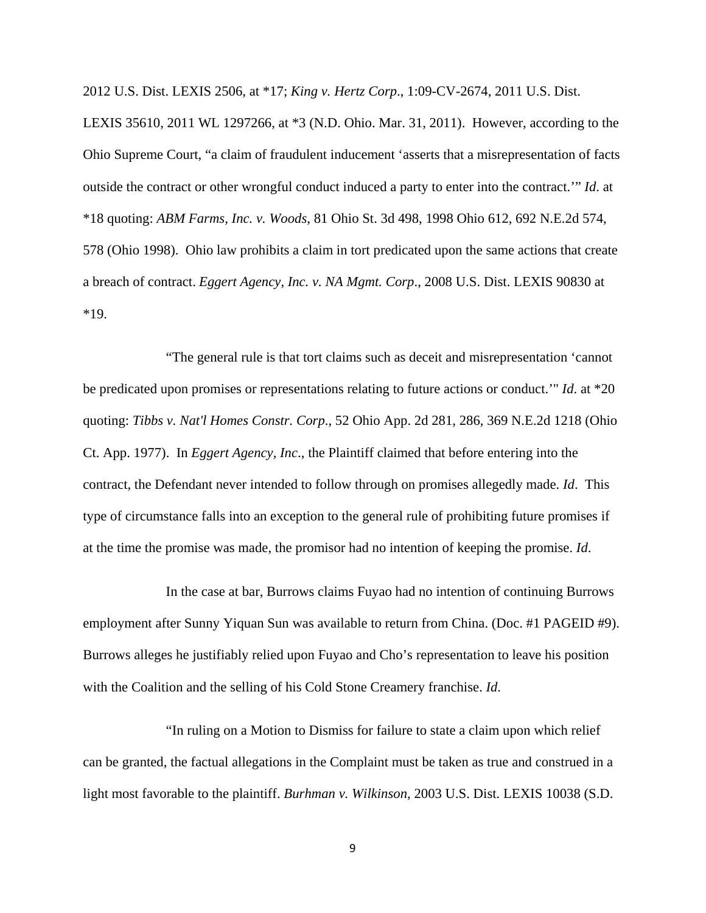2012 U.S. Dist. LEXIS 2506, at *17; *King v. Hertz Corp*., 1:09-CV-2674, 2011 U.S. Dist. LEXIS 35610, 2011 WL 1297266, at *3 (N.D. Ohio. Mar. 31, 2011). However, according to the Ohio Supreme Court, "a claim of fraudulent inducement 'asserts that a misrepresentation of facts outside the contract or other wrongful conduct induced a party to enter into the contract.'" *Id*. at *18 quoting: *ABM Farms, Inc. v. Woods*, 81 Ohio St. 3d 498, 1998 Ohio 612, 692 N.E.2d 574, 578 (Ohio 1998). Ohio law prohibits a claim in tort predicated upon the same actions that create a breach of contract. *Eggert Agency, Inc. v. NA Mgmt. Corp*., 2008 U.S. Dist. LEXIS 90830 at *19.

"The general rule is that tort claims such as deceit and misrepresentation 'cannot be predicated upon promises or representations relating to future actions or conduct.'" *Id*. at *20 quoting: *Tibbs v. Nat'l Homes Constr. Corp*., 52 Ohio App. 2d 281, 286, 369 N.E.2d 1218 (Ohio Ct. App. 1977). In *Eggert Agency, Inc*., the Plaintiff claimed that before entering into the contract, the Defendant never intended to follow through on promises allegedly made. *Id*. This type of circumstance falls into an exception to the general rule of prohibiting future promises if at the time the promise was made, the promisor had no intention of keeping the promise. *Id*.

In the case at bar, Burrows claims Fuyao had no intention of continuing Burrows employment after Sunny Yiquan Sun was available to return from China. (Doc. #1 PAGEID #9). Burrows alleges he justifiably relied upon Fuyao and Cho's representation to leave his position with the Coalition and the selling of his Cold Stone Creamery franchise. *Id*.

"In ruling on a Motion to Dismiss for failure to state a claim upon which relief can be granted, the factual allegations in the Complaint must be taken as true and construed in a light most favorable to the plaintiff. *Burhman v. Wilkinson*, 2003 U.S. Dist. LEXIS 10038 (S.D.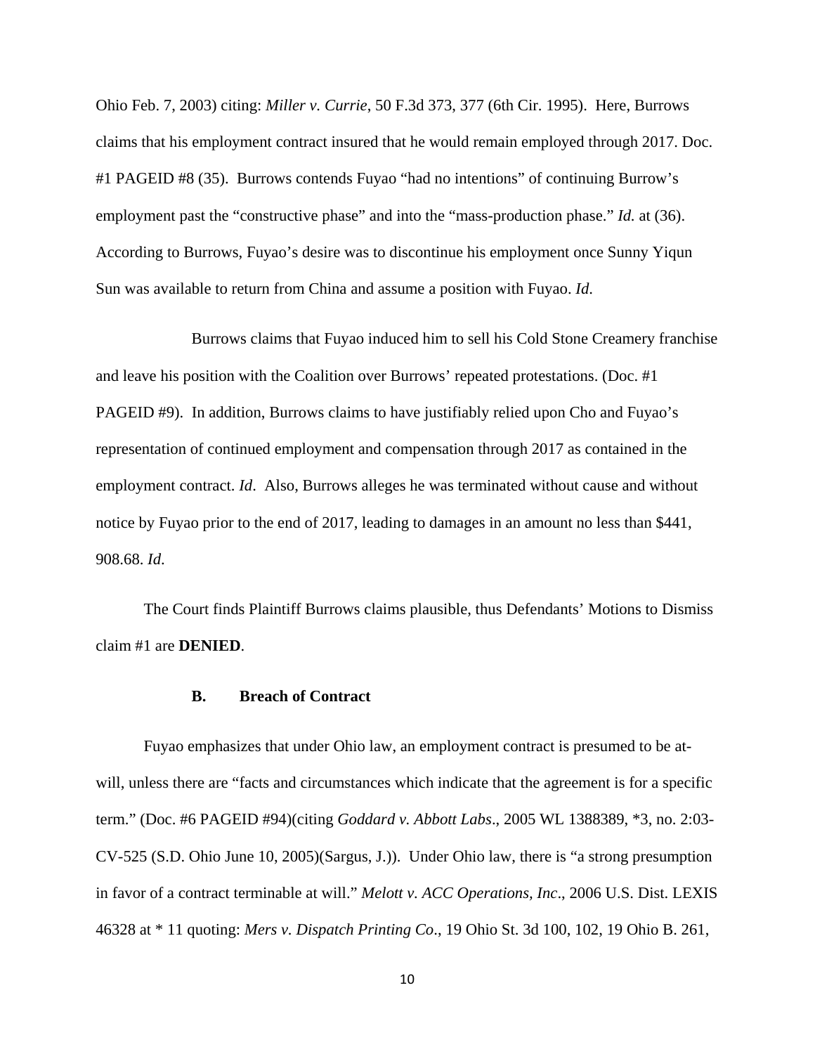Ohio Feb. 7, 2003) citing: *Miller v. Currie*, 50 F.3d 373, 377 (6th Cir. 1995). Here, Burrows claims that his employment contract insured that he would remain employed through 2017. Doc. #1 PAGEID #8 (35). Burrows contends Fuyao "had no intentions" of continuing Burrow's employment past the "constructive phase" and into the "mass-production phase." *Id.* at (36). According to Burrows, Fuyao's desire was to discontinue his employment once Sunny Yiqun Sun was available to return from China and assume a position with Fuyao. *Id.*

Burrows claims that Fuyao induced him to sell his Cold Stone Creamery franchise and leave his position with the Coalition over Burrows' repeated protestations. (Doc. #1 PAGEID #9). In addition, Burrows claims to have justifiably relied upon Cho and Fuyao's representation of continued employment and compensation through 2017 as contained in the employment contract. *Id*. Also, Burrows alleges he was terminated without cause and without notice by Fuyao prior to the end of 2017, leading to damages in an amount no less than $441, 908.68. *Id.*

The Court finds Plaintiff Burrows claims plausible, thus Defendants' Motions to Dismiss claim #1 are **DENIED**.

### B. Breach of Contract

Fuyao emphasizes that under Ohio law, an employment contract is presumed to be at-will, unless there are "facts and circumstances which indicate that the agreement is for a specific term." (Doc. #6 PAGEID #94)(citing *Goddard v. Abbott Labs*., 2005 WL 1388389, *3, no. 2:03-CV-525 (S.D. Ohio June 10, 2005)(Sargus, J.)). Under Ohio law, there is "a strong presumption in favor of a contract terminable at will." *Melott v. ACC Operations, Inc*., 2006 U.S. Dist. LEXIS 46328 at * 11 quoting: *Mers v. Dispatch Printing Co*., 19 Ohio St. 3d 100, 102, 19 Ohio B. 261,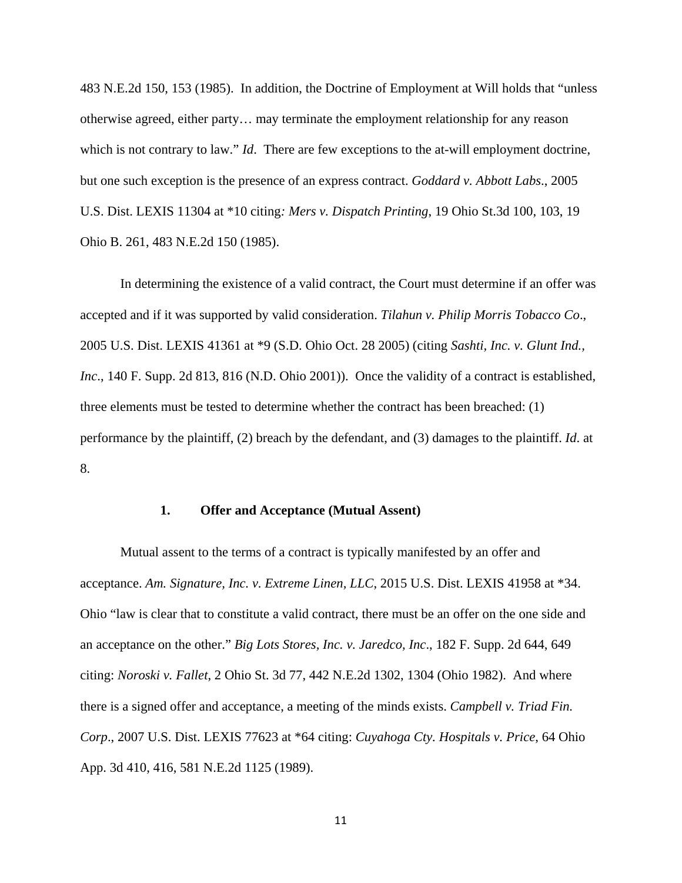483 N.E.2d 150, 153 (1985). In addition, the Doctrine of Employment at Will holds that "unless otherwise agreed, either party… may terminate the employment relationship for any reason which is not contrary to law." *Id*. There are few exceptions to the at-will employment doctrine, but one such exception is the presence of an express contract. *Goddard v. Abbott Labs*., 2005 U.S. Dist. LEXIS 11304 at *10 citing*: Mers v. Dispatch Printing*, 19 Ohio St.3d 100, 103, 19 Ohio B. 261, 483 N.E.2d 150 (1985).

In determining the existence of a valid contract, the Court must determine if an offer was accepted and if it was supported by valid consideration. *Tilahun v. Philip Morris Tobacco Co*., 2005 U.S. Dist. LEXIS 41361 at *9 (S.D. Ohio Oct. 28 2005) (citing *Sashti, Inc. v. Glunt Ind., Inc*., 140 F. Supp. 2d 813, 816 (N.D. Ohio 2001)). Once the validity of a contract is established, three elements must be tested to determine whether the contract has been breached: (1) performance by the plaintiff, (2) breach by the defendant, and (3) damages to the plaintiff. *Id*. at 8.

**1. Offer and Acceptance (Mutual Assent)**

Mutual assent to the terms of a contract is typically manifested by an offer and acceptance. *Am. Signature, Inc. v. Extreme Linen, LLC*, 2015 U.S. Dist. LEXIS 41958 at *34. Ohio "law is clear that to constitute a valid contract, there must be an offer on the one side and an acceptance on the other." *Big Lots Stores, Inc. v. Jaredco, Inc*., 182 F. Supp. 2d 644, 649 citing: *Noroski v. Fallet*, 2 Ohio St. 3d 77, 442 N.E.2d 1302, 1304 (Ohio 1982). And where there is a signed offer and acceptance, a meeting of the minds exists. *Campbell v. Triad Fin. Corp*., 2007 U.S. Dist. LEXIS 77623 at *64 citing: *Cuyahoga Cty. Hospitals v. Price*, 64 Ohio App. 3d 410, 416, 581 N.E.2d 1125 (1989).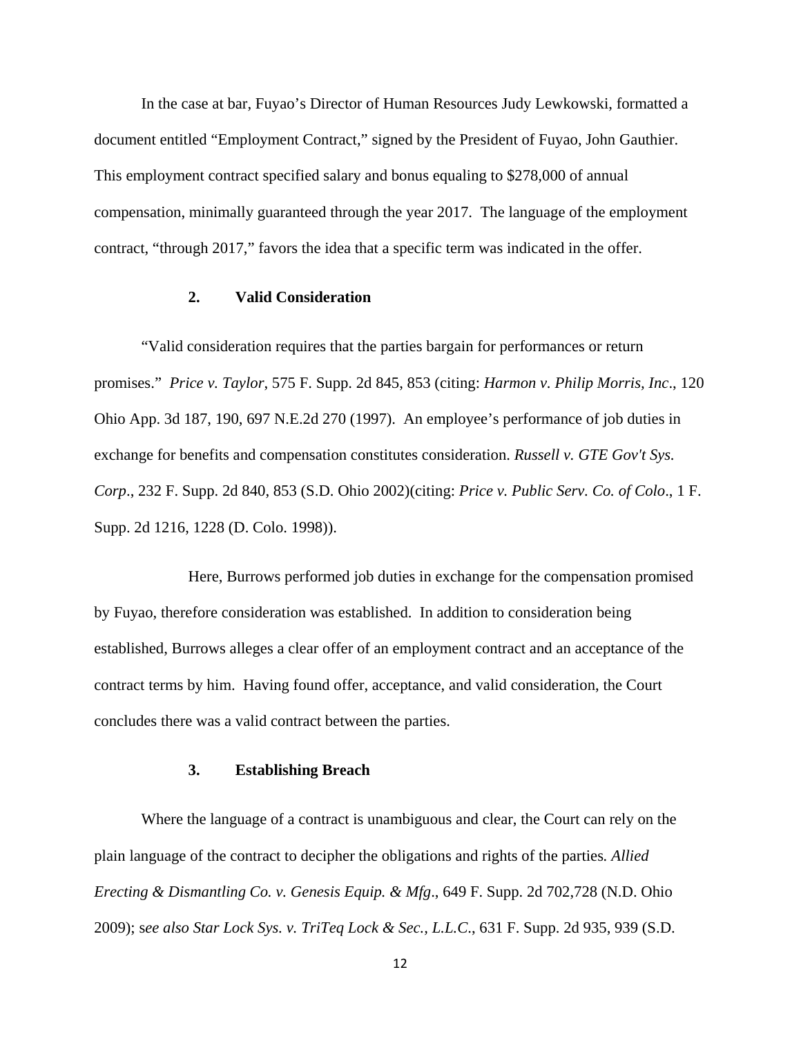In the case at bar, Fuyao's Director of Human Resources Judy Lewkowski, formatted a document entitled "Employment Contract," signed by the President of Fuyao, John Gauthier. This employment contract specified salary and bonus equaling to $278,000 of annual compensation, minimally guaranteed through the year 2017. The language of the employment contract, "through 2017," favors the idea that a specific term was indicated in the offer.

### 2. Valid Consideration

"Valid consideration requires that the parties bargain for performances or return promises." *Price v. Taylor*, 575 F. Supp. 2d 845, 853 (citing: *Harmon v. Philip Morris, Inc*., 120 Ohio App. 3d 187, 190, 697 N.E.2d 270 (1997). An employee's performance of job duties in exchange for benefits and compensation constitutes consideration. *Russell v. GTE Gov't Sys. Corp*., 232 F. Supp. 2d 840, 853 (S.D. Ohio 2002)(citing: *Price v. Public Serv. Co. of Colo*., 1 F. Supp. 2d 1216, 1228 (D. Colo. 1998)).

Here, Burrows performed job duties in exchange for the compensation promised by Fuyao, therefore consideration was established. In addition to consideration being established, Burrows alleges a clear offer of an employment contract and an acceptance of the contract terms by him. Having found offer, acceptance, and valid consideration, the Court concludes there was a valid contract between the parties.

### 3. Establishing Breach

Where the language of a contract is unambiguous and clear, the Court can rely on the plain language of the contract to decipher the obligations and rights of the parties. *Allied Erecting & Dismantling Co. v. Genesis Equip. & Mfg*., 649 F. Supp. 2d 702,728 (N.D. Ohio 2009); s*ee also Star Lock Sys. v. TriTeq Lock & Sec., L.L.C*., 631 F. Supp. 2d 935, 939 (S.D.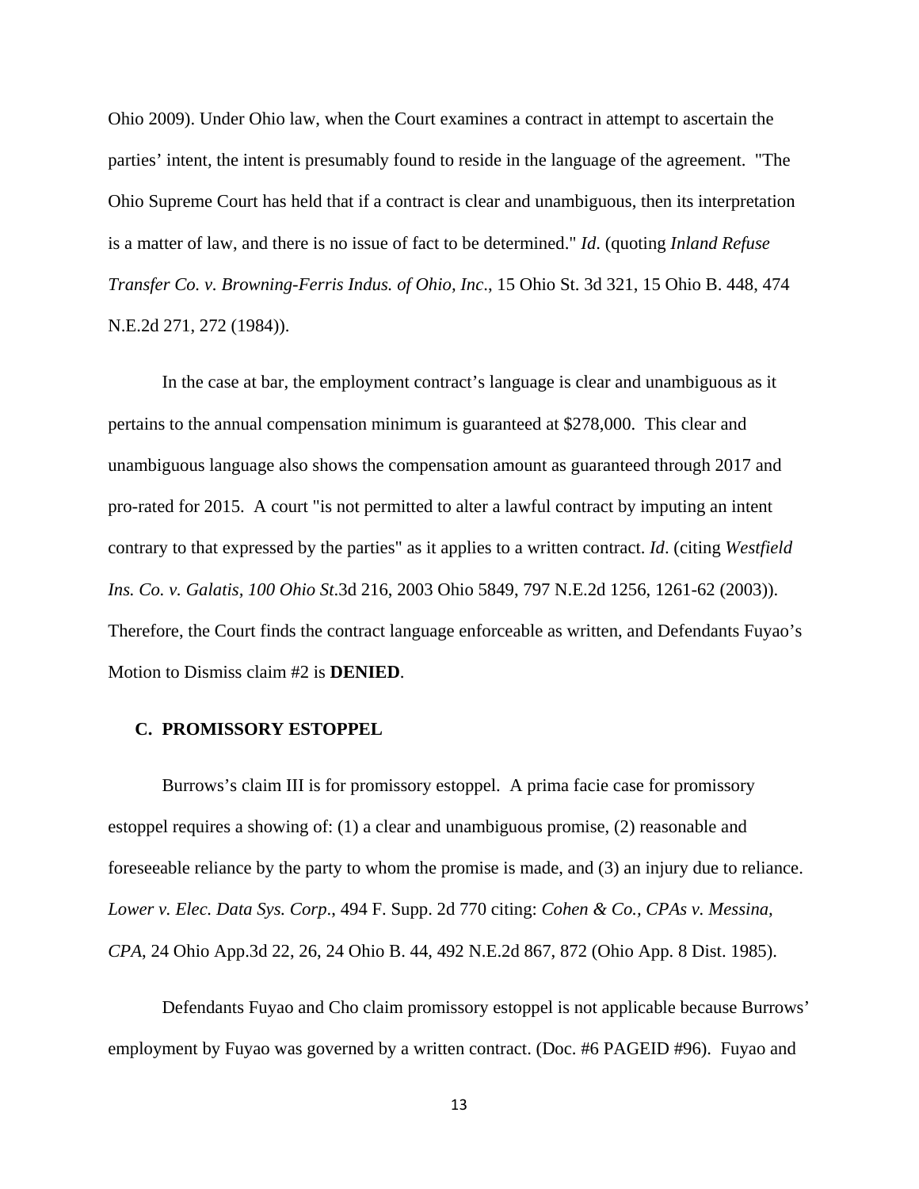Ohio 2009). Under Ohio law, when the Court examines a contract in attempt to ascertain the parties' intent, the intent is presumably found to reside in the language of the agreement. "The Ohio Supreme Court has held that if a contract is clear and unambiguous, then its interpretation is a matter of law, and there is no issue of fact to be determined." *Id*. (quoting *Inland Refuse Transfer Co. v. Browning-Ferris Indus. of Ohio, Inc*., 15 Ohio St. 3d 321, 15 Ohio B. 448, 474 N.E.2d 271, 272 (1984)).

In the case at bar, the employment contract's language is clear and unambiguous as it pertains to the annual compensation minimum is guaranteed at $278,000. This clear and unambiguous language also shows the compensation amount as guaranteed through 2017 and pro-rated for 2015. A court "is not permitted to alter a lawful contract by imputing an intent contrary to that expressed by the parties" as it applies to a written contract. *Id*. (citing *Westfield Ins. Co. v. Galatis*, *100 Ohio St*.3d 216, 2003 Ohio 5849, 797 N.E.2d 1256, 1261-62 (2003)). Therefore, the Court finds the contract language enforceable as written, and Defendants Fuyao's Motion to Dismiss claim #2 is **DENIED**.

### C. PROMISSORY ESTOPPEL

Burrows's claim III is for promissory estoppel. A prima facie case for promissory estoppel requires a showing of: (1) a clear and unambiguous promise, (2) reasonable and foreseeable reliance by the party to whom the promise is made, and (3) an injury due to reliance. *Lower v. Elec. Data Sys. Corp*., 494 F. Supp. 2d 770 citing: *Cohen & Co., CPAs v. Messina, CPA*, 24 Ohio App.3d 22, 26, 24 Ohio B. 44, 492 N.E.2d 867, 872 (Ohio App. 8 Dist. 1985).

Defendants Fuyao and Cho claim promissory estoppel is not applicable because Burrows' employment by Fuyao was governed by a written contract. (Doc. #6 PAGEID #96). Fuyao and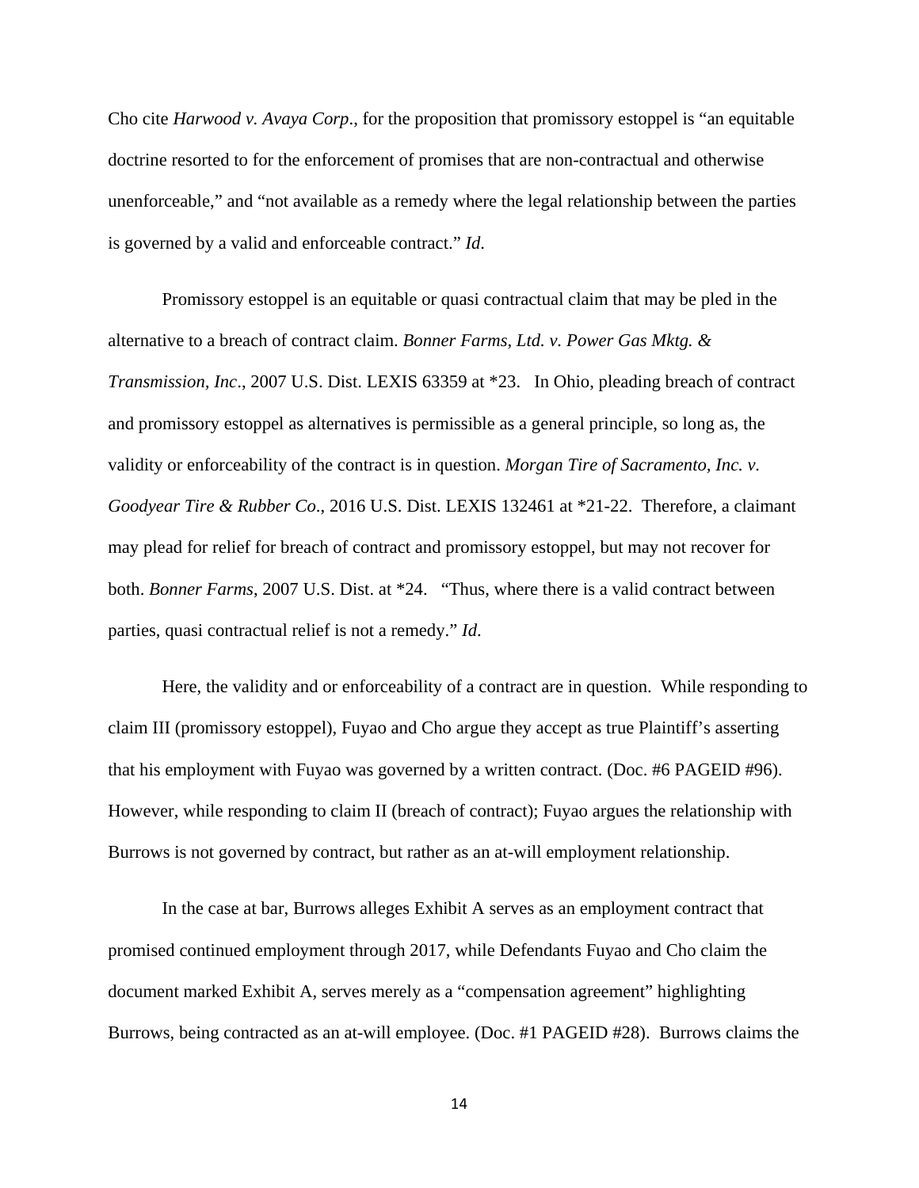Cho cite *Harwood v. Avaya Corp*., for the proposition that promissory estoppel is "an equitable doctrine resorted to for the enforcement of promises that are non-contractual and otherwise unenforceable," and "not available as a remedy where the legal relationship between the parties is governed by a valid and enforceable contract." *Id*.

Promissory estoppel is an equitable or quasi contractual claim that may be pled in the alternative to a breach of contract claim. *Bonner Farms, Ltd. v. Power Gas Mktg. & Transmission, Inc*., 2007 U.S. Dist. LEXIS 63359 at *23. In Ohio, pleading breach of contract and promissory estoppel as alternatives is permissible as a general principle, so long as, the validity or enforceability of the contract is in question. *Morgan Tire of Sacramento, Inc. v. Goodyear Tire & Rubber Co*., 2016 U.S. Dist. LEXIS 132461 at *21-22. Therefore, a claimant may plead for relief for breach of contract and promissory estoppel, but may not recover for both. *Bonner Farms*, 2007 U.S. Dist. at *24. "Thus, where there is a valid contract between parties, quasi contractual relief is not a remedy." *Id*.

Here, the validity and or enforceability of a contract are in question. While responding to claim III (promissory estoppel), Fuyao and Cho argue they accept as true Plaintiff's asserting that his employment with Fuyao was governed by a written contract. (Doc. #6 PAGEID #96). However, while responding to claim II (breach of contract); Fuyao argues the relationship with Burrows is not governed by contract, but rather as an at-will employment relationship.

In the case at bar, Burrows alleges Exhibit A serves as an employment contract that promised continued employment through 2017, while Defendants Fuyao and Cho claim the document marked Exhibit A, serves merely as a "compensation agreement" highlighting Burrows, being contracted as an at-will employee. (Doc. #1 PAGEID #28). Burrows claims the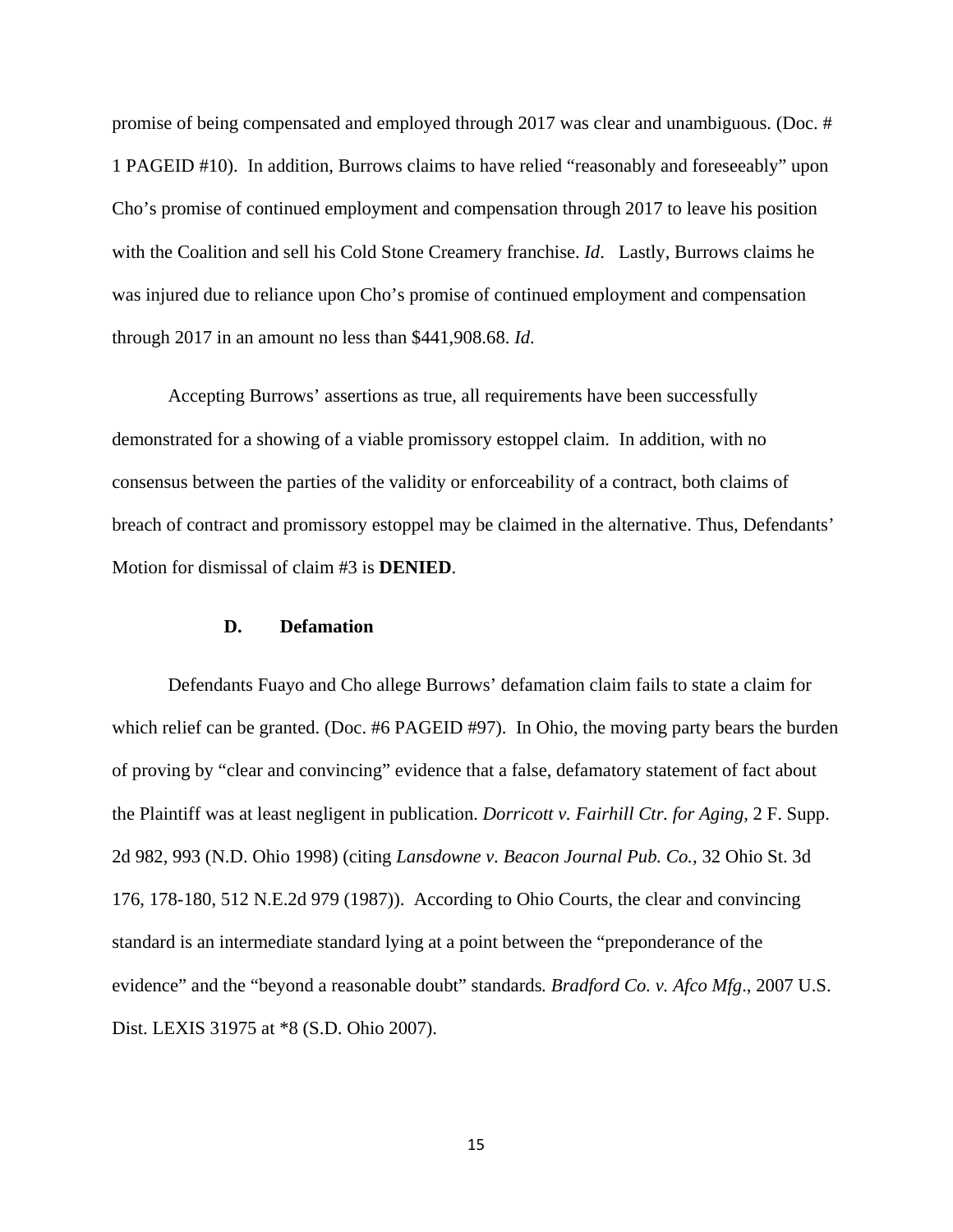promise of being compensated and employed through 2017 was clear and unambiguous. (Doc. # 1 PAGEID #10). In addition, Burrows claims to have relied "reasonably and foreseeably" upon Cho's promise of continued employment and compensation through 2017 to leave his position with the Coalition and sell his Cold Stone Creamery franchise. *Id*. Lastly, Burrows claims he was injured due to reliance upon Cho's promise of continued employment and compensation through 2017 in an amount no less than $441,908.68. *Id.*

Accepting Burrows' assertions as true, all requirements have been successfully demonstrated for a showing of a viable promissory estoppel claim. In addition, with no consensus between the parties of the validity or enforceability of a contract, both claims of breach of contract and promissory estoppel may be claimed in the alternative. Thus, Defendants' Motion for dismissal of claim #3 is **DENIED**.

### D. Defamation

Defendants Fuayo and Cho allege Burrows' defamation claim fails to state a claim for which relief can be granted. (Doc. #6 PAGEID #97). In Ohio, the moving party bears the burden of proving by "clear and convincing" evidence that a false, defamatory statement of fact about the Plaintiff was at least negligent in publication. *Dorricott v. Fairhill Ctr. for Aging*, 2 F. Supp. 2d 982, 993 (N.D. Ohio 1998) (citing *Lansdowne v. Beacon Journal Pub. Co.*, 32 Ohio St. 3d 176, 178-180, 512 N.E.2d 979 (1987)). According to Ohio Courts, the clear and convincing standard is an intermediate standard lying at a point between the "preponderance of the evidence" and the "beyond a reasonable doubt" standards. *Bradford Co. v. Afco Mfg*., 2007 U.S. Dist. LEXIS 31975 at *8 (S.D. Ohio 2007).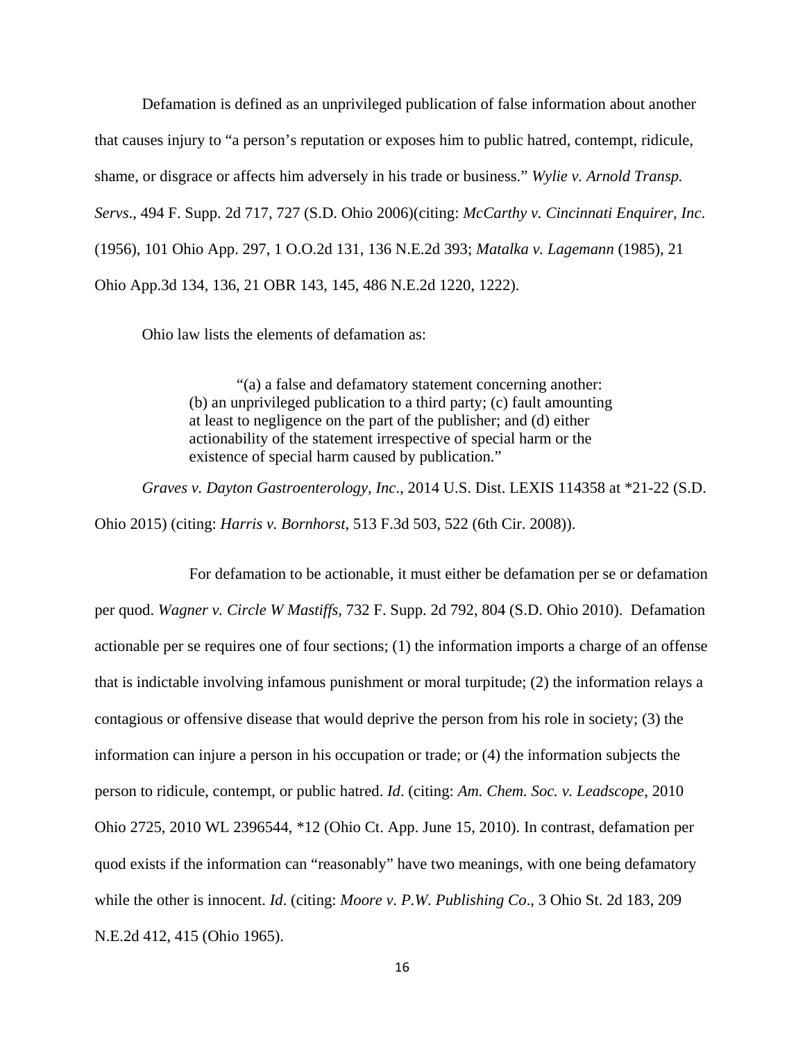Defamation is defined as an unprivileged publication of false information about another that causes injury to "a person's reputation or exposes him to public hatred, contempt, ridicule, shame, or disgrace or affects him adversely in his trade or business." *Wylie v. Arnold Transp. Servs*., 494 F. Supp. 2d 717, 727 (S.D. Ohio 2006)(citing: *McCarthy v. Cincinnati Enquirer, Inc*. (1956), 101 Ohio App. 297, 1 O.O.2d 131, 136 N.E.2d 393; *Matalka v. Lagemann* (1985), 21 Ohio App.3d 134, 136, 21 OBR 143, 145, 486 N.E.2d 1220, 1222).

Ohio law lists the elements of defamation as:

> "(a) a false and defamatory statement concerning another: (b) an unprivileged publication to a third party; (c) fault amounting at least to negligence on the part of the publisher; and (d) either actionability of the statement irrespective of special harm or the existence of special harm caused by publication."

*Graves v. Dayton Gastroenterology, Inc*., 2014 U.S. Dist. LEXIS 114358 at *21-22 (S.D. Ohio 2015) (citing: *Harris v. Bornhorst*, 513 F.3d 503, 522 (6th Cir. 2008)).

For defamation to be actionable, it must either be defamation per se or defamation per quod. *Wagner v. Circle W Mastiffs*, 732 F. Supp. 2d 792, 804 (S.D. Ohio 2010). Defamation actionable per se requires one of four sections; (1) the information imports a charge of an offense that is indictable involving infamous punishment or moral turpitude; (2) the information relays a contagious or offensive disease that would deprive the person from his role in society; (3) the information can injure a person in his occupation or trade; or (4) the information subjects the person to ridicule, contempt, or public hatred. *Id*. (citing: *Am. Chem. Soc. v. Leadscope*, 2010 Ohio 2725, 2010 WL 2396544, *12 (Ohio Ct. App. June 15, 2010). In contrast, defamation per quod exists if the information can "reasonably" have two meanings, with one being defamatory while the other is innocent. *Id*. (citing: *Moore v. P.W. Publishing Co*., 3 Ohio St. 2d 183, 209 N.E.2d 412, 415 (Ohio 1965).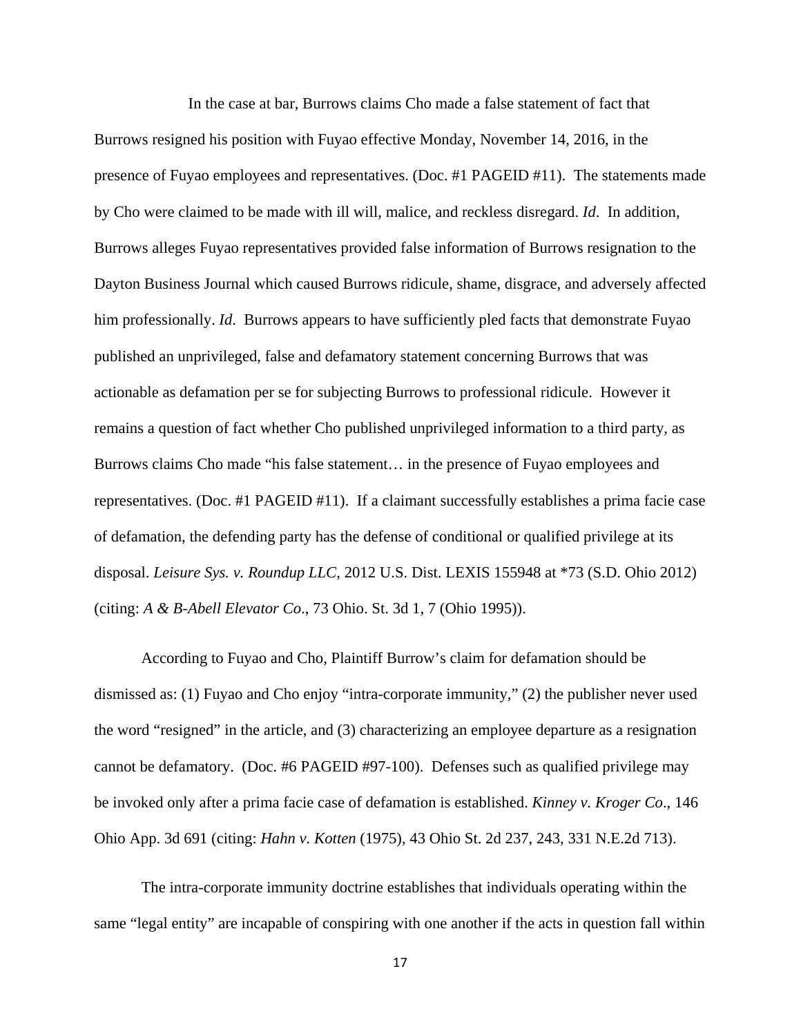In the case at bar, Burrows claims Cho made a false statement of fact that Burrows resigned his position with Fuyao effective Monday, November 14, 2016, in the presence of Fuyao employees and representatives. (Doc. #1 PAGEID #11). The statements made by Cho were claimed to be made with ill will, malice, and reckless disregard. *Id*. In addition, Burrows alleges Fuyao representatives provided false information of Burrows resignation to the Dayton Business Journal which caused Burrows ridicule, shame, disgrace, and adversely affected him professionally. *Id*. Burrows appears to have sufficiently pled facts that demonstrate Fuyao published an unprivileged, false and defamatory statement concerning Burrows that was actionable as defamation per se for subjecting Burrows to professional ridicule. However it remains a question of fact whether Cho published unprivileged information to a third party, as Burrows claims Cho made "his false statement… in the presence of Fuyao employees and representatives. (Doc. #1 PAGEID #11). If a claimant successfully establishes a prima facie case of defamation, the defending party has the defense of conditional or qualified privilege at its disposal. *Leisure Sys. v. Roundup LLC*, 2012 U.S. Dist. LEXIS 155948 at *73 (S.D. Ohio 2012) (citing: *A & B-Abell Elevator Co*., 73 Ohio. St. 3d 1, 7 (Ohio 1995)).

According to Fuyao and Cho, Plaintiff Burrow's claim for defamation should be dismissed as: (1) Fuyao and Cho enjoy "intra-corporate immunity," (2) the publisher never used the word "resigned" in the article, and (3) characterizing an employee departure as a resignation cannot be defamatory. (Doc. #6 PAGEID #97-100). Defenses such as qualified privilege may be invoked only after a prima facie case of defamation is established. *Kinney v. Kroger Co*., 146 Ohio App. 3d 691 (citing: *Hahn v. Kotten* (1975), 43 Ohio St. 2d 237, 243, 331 N.E.2d 713).

The intra-corporate immunity doctrine establishes that individuals operating within the same "legal entity" are incapable of conspiring with one another if the acts in question fall within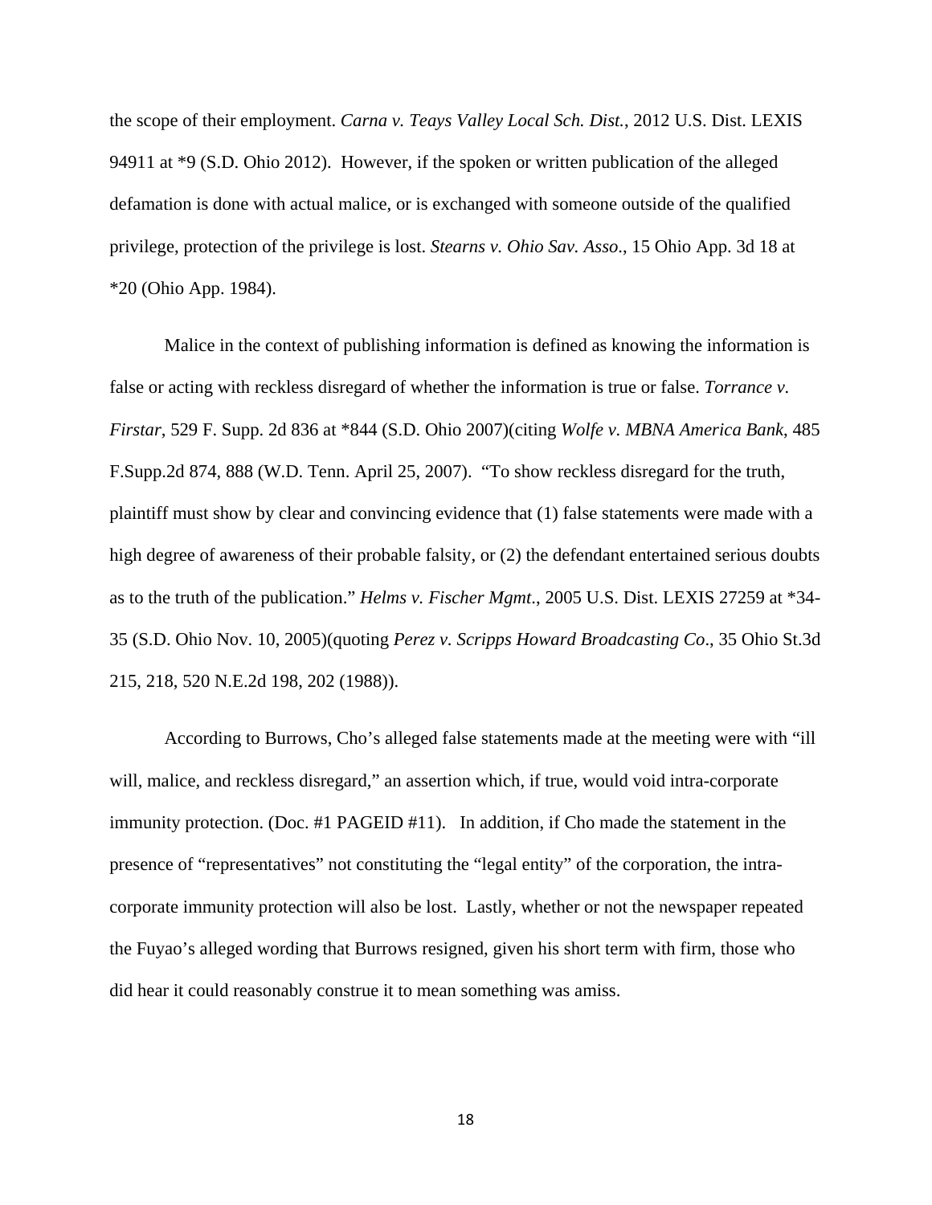the scope of their employment. *Carna v. Teays Valley Local Sch. Dist.*, 2012 U.S. Dist. LEXIS 94911 at *9 (S.D. Ohio 2012). However, if the spoken or written publication of the alleged defamation is done with actual malice, or is exchanged with someone outside of the qualified privilege, protection of the privilege is lost. *Stearns v. Ohio Sav. Asso*., 15 Ohio App. 3d 18 at *20 (Ohio App. 1984).

Malice in the context of publishing information is defined as knowing the information is false or acting with reckless disregard of whether the information is true or false. *Torrance v. Firstar*, 529 F. Supp. 2d 836 at *844 (S.D. Ohio 2007)(citing *Wolfe v. MBNA America Bank*, 485 F.Supp.2d 874, 888 (W.D. Tenn. April 25, 2007). "To show reckless disregard for the truth, plaintiff must show by clear and convincing evidence that (1) false statements were made with a high degree of awareness of their probable falsity, or (2) the defendant entertained serious doubts as to the truth of the publication." *Helms v. Fischer Mgmt*., 2005 U.S. Dist. LEXIS 27259 at *34-35 (S.D. Ohio Nov. 10, 2005)(quoting *Perez v. Scripps Howard Broadcasting Co*., 35 Ohio St.3d 215, 218, 520 N.E.2d 198, 202 (1988)).

According to Burrows, Cho's alleged false statements made at the meeting were with "ill will, malice, and reckless disregard," an assertion which, if true, would void intra-corporate immunity protection. (Doc. #1 PAGEID #11). In addition, if Cho made the statement in the presence of "representatives" not constituting the "legal entity" of the corporation, the intra-corporate immunity protection will also be lost. Lastly, whether or not the newspaper repeated the Fuyao's alleged wording that Burrows resigned, given his short term with firm, those who did hear it could reasonably construe it to mean something was amiss.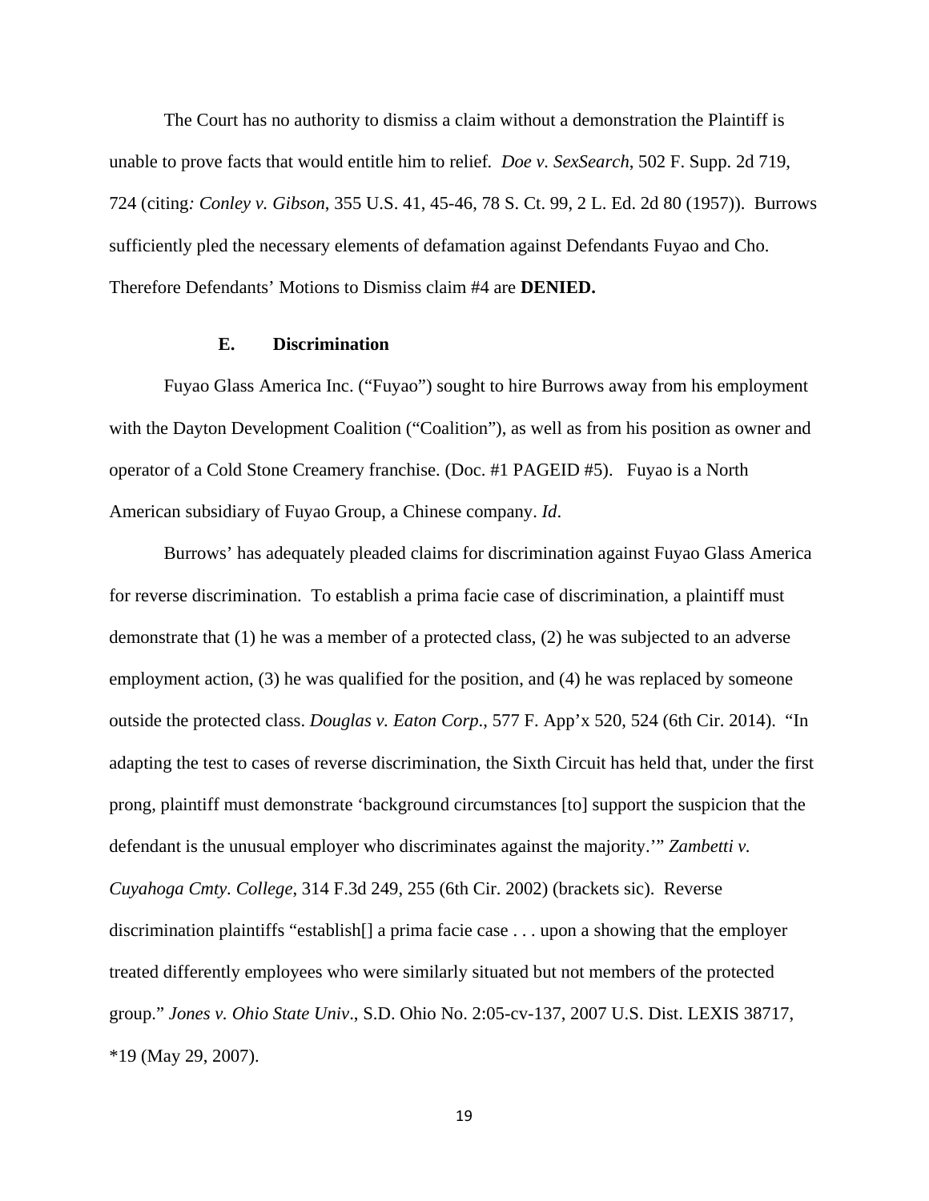The Court has no authority to dismiss a claim without a demonstration the Plaintiff is unable to prove facts that would entitle him to relief. *Doe v. SexSearch*, 502 F. Supp. 2d 719, 724 (citing*: Conley v. Gibson*, 355 U.S. 41, 45-46, 78 S. Ct. 99, 2 L. Ed. 2d 80 (1957)). Burrows sufficiently pled the necessary elements of defamation against Defendants Fuyao and Cho. Therefore Defendants' Motions to Dismiss claim #4 are **DENIED.**

### E. Discrimination

Fuyao Glass America Inc. ("Fuyao") sought to hire Burrows away from his employment with the Dayton Development Coalition ("Coalition"), as well as from his position as owner and operator of a Cold Stone Creamery franchise. (Doc. #1 PAGEID #5). Fuyao is a North American subsidiary of Fuyao Group, a Chinese company. *Id*.

Burrows' has adequately pleaded claims for discrimination against Fuyao Glass America for reverse discrimination. To establish a prima facie case of discrimination, a plaintiff must demonstrate that (1) he was a member of a protected class, (2) he was subjected to an adverse employment action, (3) he was qualified for the position, and (4) he was replaced by someone outside the protected class. *Douglas v. Eaton Corp*., 577 F. App'x 520, 524 (6th Cir. 2014). "In adapting the test to cases of reverse discrimination, the Sixth Circuit has held that, under the first prong, plaintiff must demonstrate 'background circumstances [to] support the suspicion that the defendant is the unusual employer who discriminates against the majority.'" *Zambetti v. Cuyahoga Cmty. College*, 314 F.3d 249, 255 (6th Cir. 2002) (brackets sic). Reverse discrimination plaintiffs "establish[] a prima facie case . . . upon a showing that the employer treated differently employees who were similarly situated but not members of the protected group." *Jones v. Ohio State Univ*., S.D. Ohio No. 2:05-cv-137, 2007 U.S. Dist. LEXIS 38717, *19 (May 29, 2007).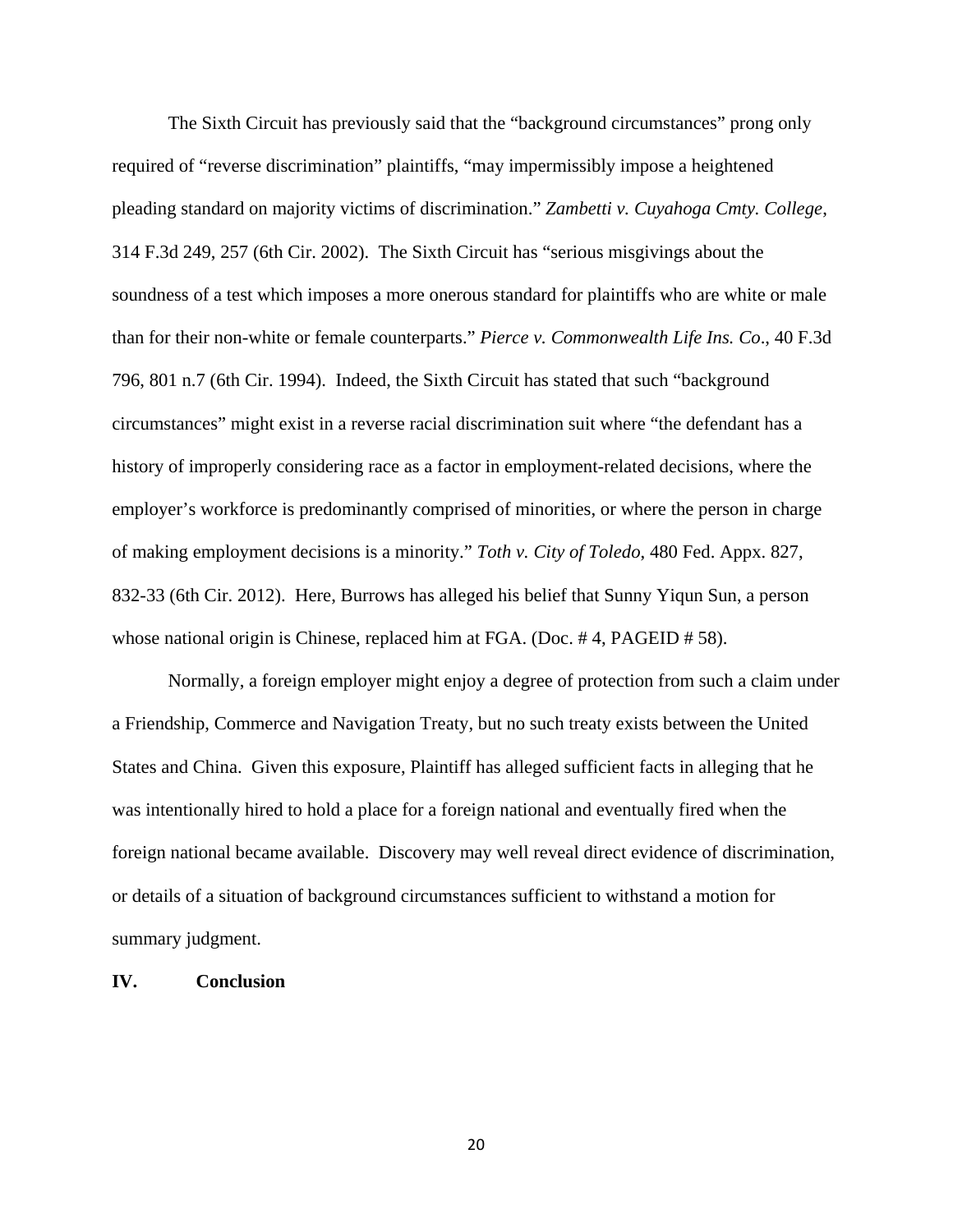The Sixth Circuit has previously said that the "background circumstances" prong only required of "reverse discrimination" plaintiffs, "may impermissibly impose a heightened pleading standard on majority victims of discrimination." *Zambetti v. Cuyahoga Cmty. College*, 314 F.3d 249, 257 (6th Cir. 2002). The Sixth Circuit has "serious misgivings about the soundness of a test which imposes a more onerous standard for plaintiffs who are white or male than for their non-white or female counterparts." *Pierce v. Commonwealth Life Ins. Co*., 40 F.3d 796, 801 n.7 (6th Cir. 1994). Indeed, the Sixth Circuit has stated that such "background circumstances" might exist in a reverse racial discrimination suit where "the defendant has a history of improperly considering race as a factor in employment-related decisions, where the employer's workforce is predominantly comprised of minorities, or where the person in charge of making employment decisions is a minority." *Toth v. City of Toledo*, 480 Fed. Appx. 827, 832-33 (6th Cir. 2012). Here, Burrows has alleged his belief that Sunny Yiqun Sun, a person whose national origin is Chinese, replaced him at FGA. (Doc. # 4, PAGEID # 58).

Normally, a foreign employer might enjoy a degree of protection from such a claim under a Friendship, Commerce and Navigation Treaty, but no such treaty exists between the United States and China. Given this exposure, Plaintiff has alleged sufficient facts in alleging that he was intentionally hired to hold a place for a foreign national and eventually fired when the foreign national became available. Discovery may well reveal direct evidence of discrimination, or details of a situation of background circumstances sufficient to withstand a motion for summary judgment.

## IV. Conclusion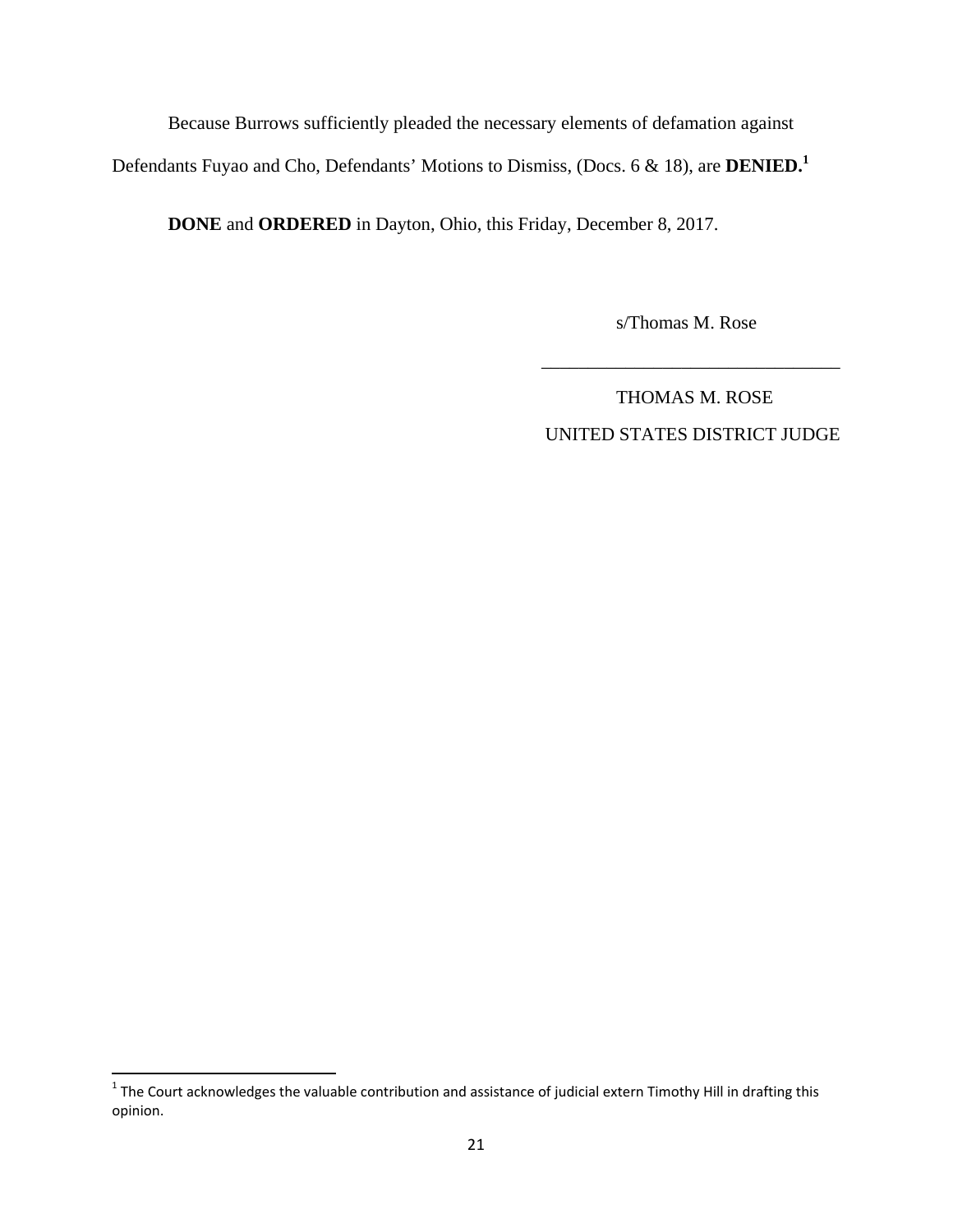Because Burrows sufficiently pleaded the necessary elements of defamation against Defendants Fuyao and Cho, Defendants' Motions to Dismiss, (Docs. 6 & 18), are **DENIED.**[1]

**DONE** and **ORDERED** in Dayton, Ohio, this Friday, December 8, 2017.

s/Thomas M. Rose

\_\_\_\_\_\_\_\_\_\_\_\_\_\_\_\_\_\_\_\_\_\_\_\_\_\_\_\_\_\_\_\_

THOMAS M. ROSE

UNITED STATES DISTRICT JUDGE

---

[1] The Court acknowledges the valuable contribution and assistance of judicial extern Timothy Hill in drafting this opinion.